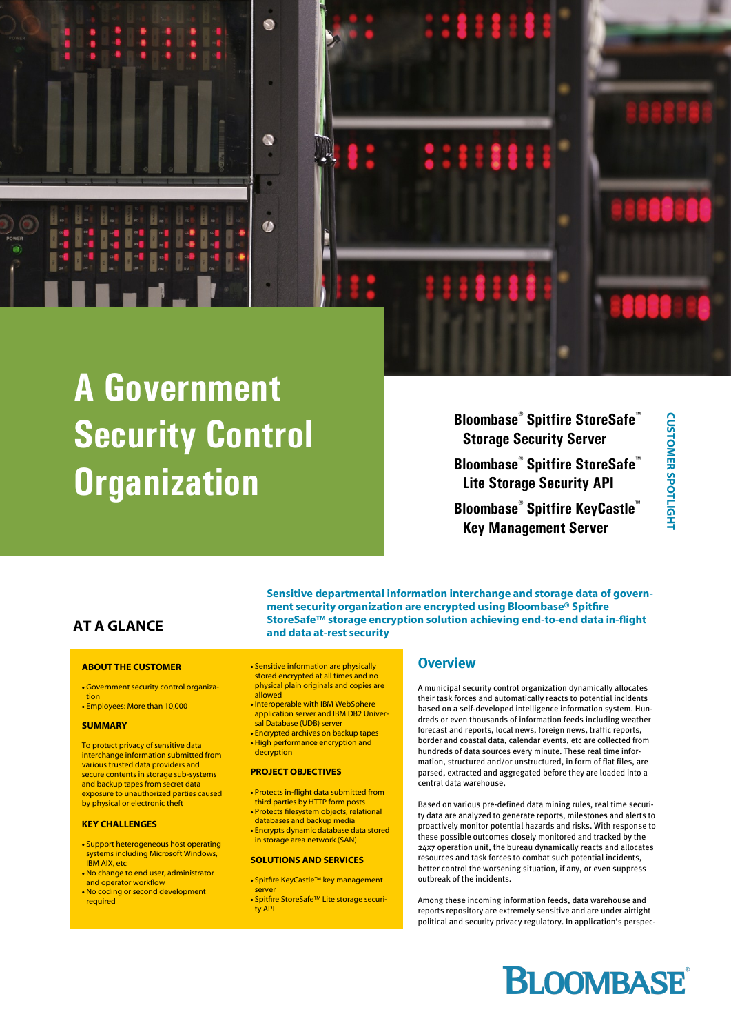# A Government Security Control Organization

**Bloomba­se® Spitfire StoreSafe™ Storage Security Server**

**Bloombase® Spitfire StoreSafe™ Lite Storage Security API**

**Bloombase® Spitfire KeyCastle™ Key Management Server**

CUSTOMER SPOTLIGHT

**Sensitive departmental information interchange and storage data of government security organization are encrypted using Bloombase® Spitfire StoreSafe™ storage encryption solution achieving end-to-end data in-flight and data at-rest security**

## AT A GLANCE

### ABOUT THE CUSTOMER

- Government security control organization
- Employees: More than 10,000

### SUMMARY

To protect privacy of sensitive data interchange information submitted from various trusted data providers and secure contents in storage sub-systems and backup tapes from secret data exposure to unauthorized parties caused by physical or electronic theft

### KEY CHALLENGES

- Support heterogeneous host operating systems including Microsoft Windows, IBM AIX, etc
- No change to end user, administrator and operator workflow
- No coding or second development required
- Sensitive information are physically stored encrypted at all times and no physical plain originals and copies are allowed
- Interoperable with IBM WebSphere application server and IBM DB2 Universal Database (UDB) server
- Encrypted archives on backup tapes
- High performance encryption and decryption

### PROJECT OBJECTIVES

- Protects in-flight data submitted from third parties by HTTP form posts
- Protects filesystem objects, relational databases and backup media
- Encrypts dynamic database data stored in storage area network (SAN)

### SOLUTIONS AND SERVICES

- Spitfire KeyCastle™ key management server
- Spitfire StoreSafe™ Lite storage security API

## Overview

A municipal security control organization dynamically allocates their task forces and automatically reacts to potential incidents based on a self-developed intelligence information system. Hundreds or even thousands of information feeds including weather forecast and reports, local news, foreign news, traffic reports, border and coastal data, calendar events, etc are collected from hundreds of data sources every minute. These real time information, structured and/or unstructured, in form of flat files, are parsed, extracted and aggregated before they are loaded into a central data warehouse.

Based on various pre-defined data mining rules, real time security data are analyzed to generate reports, milestones and alerts to proactively monitor potential hazards and risks. With response to these possible outcomes closely monitored and tracked by the 24x7 operation unit, the bureau dynamically reacts and allocates resources and task forces to combat such potential incidents, better control the worsening situation, if any, or even suppress outbreak of the incidents.

Among these incoming information feeds, data warehouse and reports repository are extremely sensitive and are under airtight political and security privacy regulatory. In application's perspec-

BLOOMBASE®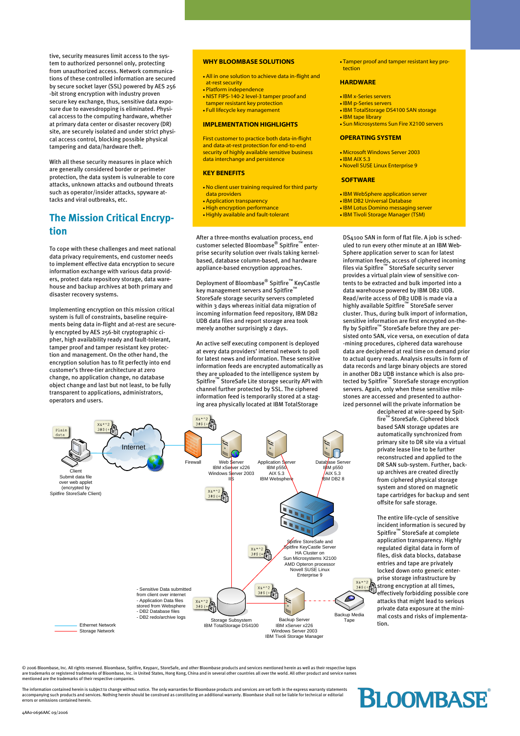tive, security measures limit access to the system to authorized personnel only, protecting from unauthorized access. Network communications of these controlled information are secured by secure socket layer (SSL) powered by AES 256-bit strong encryption with industry proven secure key exchange, thus, sensitive data exposure due to eavesdropping is eliminated. Physical access to the computing hardware, whether at primary data center or disaster recovery (DR) site, are securely isolated and under strict physical access control, blocking possible physical tampering and data/hardware theft.

With all these security measures in place which are generally considered border or perimeter protection, the data system is vulnerable to core attacks, unknown attacks and outbound threats such as operator/insider attacks, spyware attacks and viral outbreaks, etc.

## The Mission Critical Encryption

To cope with these challenges and meet national data privacy requirements, end customer needs to implement effective data encryption to secure information exchange with various data providers, protect data repository storage, data warehouse and backup archives at both primary and disaster recovery systems.

Implementing encryption on this mission critical system is full of constraints, baseline requirements being data in-flight and at-rest are securely encrypted by AES 256-bit cryptographic cipher, high availability ready and fault-tolerant, tamper proof and tamper resistant key protection and management. On the other hand, the encryption solution has to fit perfectly into end customer's three-tier architecture at zero change, no application change, no database object change and last but not least, to be fully transparent to applications, administrators, operators and users.

### WHY BLOOMBASE SOLUTIONS

- All in one solution to achieve data in-flight and at-rest security
- Platform independence
- NIST FIPS-140-2 level-3 tamper proof and tamper resistant key protection
- Full lifecycle key management

### IMPLEMENTATION HIGHLIGHTS

First customer to practice both data-in-flight and data-at-rest protection for end-to-end security of highly available sensitive business data interchange and persistence

### KEY BENEFITS

- No client user training required for third party data providers
- Application transparency
- High encryption performance
- Highly available and fault-tolerant
- Tamper proof and tamper resistant key protection

### HARDWARE

- IBM x-Series servers
- IBM p-Series servers
- IBM TotalStorage DS4100 SAN storage
- IBM tape library
- Sun Microsystems Sun Fire X2100 servers

### OPERATING SYSTEM

- Microsoft Windows Server 2003
- IBM AIX 5.3
- Novell SUSE Linux Enterprise 9

### SOFTWARE

- IBM WebSphere application server
- IBM DB2 Universal Database
- IBM Lotus Domino messaging server
- IBM Tivoli Storage Manager (TSM)

After a three-months evaluation process, end customer selected Bloombase® Spitfire™ enterprise security solution over rivals taking kernel-based, database column-based, and hardware appliance-based encryption approaches.

Deployment of Bloombase® Spitfire™ KeyCastle key management servers and Spitfire™ StoreSafe storage security servers completed within 3 days whereas initial data migration of incoming information feed repository, IBM DB2 UDB data files and report storage area took merely another surprisingly 2 days.

An active self executing component is deployed at every data providers' internal network to poll for latest news and information. These sensitive information feeds are encrypted automatically as they are uploaded to the intelligence system by Spitfire™ StoreSafe Lite storage security API with channel further protected by SSL. The ciphered information feed is temporarily stored at a staging area physically located at IBM TotalStorage DS4100 SAN in form of flat file. A job is scheduled to run every other minute at an IBM WebSphere application server to scan for latest information feeds, access of ciphered incoming files via Spitfire™ StoreSafe security server provides a virtual plain view of sensitive contents to be extracted and bulk imported into a data warehouse powered by IBM DB2 UDB. Read/write access of DB2 UDB is made via a highly available Spitfire™ StoreSafe server cluster. Thus, during bulk import of information, sensitive information are first encrypted on-the-fly by Spitfire™ StoreSafe before they are persisted onto SAN, vice versa, on execution of data-mining procedures, ciphered data warehouse data are deciphered at real time on demand prior to actual query reads. Analysis results in form of data records and large binary objects are stored in another DB2 UDB instance which is also protected by Spitfire™ StoreSafe storage encryption servers. Again, only when these sensitive milestones are accessed and presented to authorized personnel will the private information be deciphered at wire-speed by Spitfire™ StoreSafe. Ciphered block based SAN storage updates are automatically synchronized from primary site to DR site via a virtual private lease line to be further reconstructed and applied to the DR SAN sub-system. Further, backup archives are created directly from ciphered physical storage system and stored on magnetic tape cartridges for backup and sent offsite for safe storage.

The entire life-cycle of sensitive incident information is secured by Spitfire™ StoreSafe at complete application transparency. Highly regulated digital data in form of files, disk data blocks, database entries and tape are privately locked down onto generic enterprise storage infrastructure by strong encryption at all times, effectively forbidding possible core attacks that might lead to serious private data exposure at the minimal costs and risks of implementation.

Plain data

X&*^2 3#$(+

Internet

Client
Submit data file over web applet (encrypted by Spitfire StoreSafe Client)

Firewall

Web Server
IBM xServer x226
Windows Server 2003
IIS

Application Server
IBM p550
AIX 5.3
IBM Websphere

Database Server
IBM p550
AIX 5.3
IBM DB2 8

Spitfire StoreSafe and Spitfire KeyCastle Server
HA Cluster on
Sun Microsystems X2100
AMD Opteron processor
Novell SUSE Linux Enterprise 9

- Sensitive Data submitted from client over internet
- Application Data files stored from Websphere
- DB2 Database files
- DB2 redo/archive logs

Storage Subsystem
IBM TotalStorage DS4100

Backup Server
IBM xServer x226
Windows Server 2003
IBM Tivoli Storage Manager

Backup Media
Tape

Ethernet Network
Storage Network

© 2006 Bloombase, Inc. All rights reserved. Bloombase, Spitfire, Keyparc, StoreSafe, and other Bloombase products and services mentioned herein as well as their respective logos are trademarks or registered trademarks of Bloombase, Inc. in United States, Hong Kong, China and in several other countries all over the world. All other product and service names mentioned are the trademarks of their respective companies.

The information contained herein is subject to change without notice. The only warranties for Bloombase products and services are set forth in the express warranty statements accompanying such products and services. Nothing herein should be construed as constituting an additional warranty. Bloombase shall not be liable for technical or editorial errors or omissions contained herein.

4AA0-0696AAC 09/2006

BLOOMBASE®